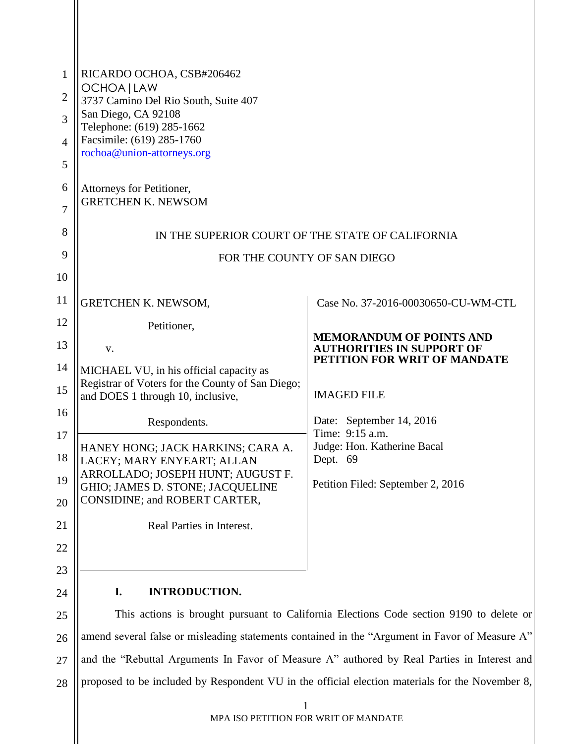RICARDO OCHOA, CSB#206462
OCHOA | LAW
3737 Camino Del Rio South, Suite 407
San Diego, CA 92108
Telephone: (619) 285-1662
Facsimile: (619) 285-1760
rochoa@union-attorneys.org

Attorneys for Petitioner,
GRETCHEN K. NEWSOM

IN THE SUPERIOR COURT OF THE STATE OF CALIFORNIA

FOR THE COUNTY OF SAN DIEGO

| | |
|---|---|
| GRETCHEN K. NEWSOM, Petitioner, v. MICHAEL VU, in his official capacity as Registrar of Voters for the County of San Diego; and DOES 1 through 10, inclusive, Respondents. | Case No. 37-2016-00030650-CU-WM-CTL **MEMORANDUM OF POINTS AND AUTHORITIES IN SUPPORT OF PETITION FOR WRIT OF MANDATE** IMAGED FILE |
| HANEY HONG; JACK HARKINS; CARA A. LACEY; MARY ENYEART; ALLAN ARROLLADO; JOSEPH HUNT; AUGUST F. GHIO; JAMES D. STONE; JACQUELINE CONSIDINE; and ROBERT CARTER, Real Parties in Interest. | Date: September 14, 2016 Time: 9:15 a.m. Judge: Hon. Katherine Bacal Dept. 69 Petition Filed: September 2, 2016 |

## I. INTRODUCTION.

This actions is brought pursuant to California Elections Code section 9190 to delete or amend several false or misleading statements contained in the "Argument in Favor of Measure A" and the "Rebuttal Arguments In Favor of Measure A" authored by Real Parties in Interest and proposed to be included by Respondent VU in the official election materials for the November 8,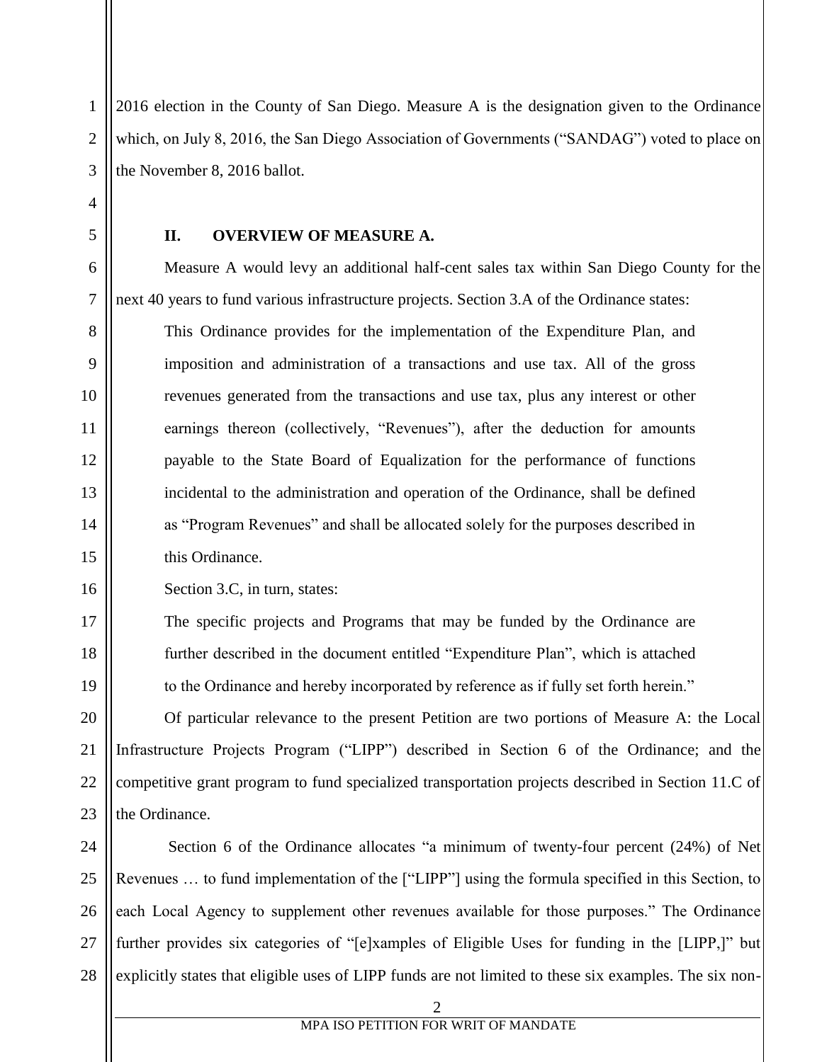2016 election in the County of San Diego. Measure A is the designation given to the Ordinance which, on July 8, 2016, the San Diego Association of Governments ("SANDAG") voted to place on the November 8, 2016 ballot.

## II. OVERVIEW OF MEASURE A.

Measure A would levy an additional half-cent sales tax within San Diego County for the next 40 years to fund various infrastructure projects. Section 3.A of the Ordinance states:

> This Ordinance provides for the implementation of the Expenditure Plan, and imposition and administration of a transactions and use tax. All of the gross revenues generated from the transactions and use tax, plus any interest or other earnings thereon (collectively, "Revenues"), after the deduction for amounts payable to the State Board of Equalization for the performance of functions incidental to the administration and operation of the Ordinance, shall be defined as "Program Revenues" and shall be allocated solely for the purposes described in this Ordinance.

Section 3.C, in turn, states:

> The specific projects and Programs that may be funded by the Ordinance are further described in the document entitled "Expenditure Plan", which is attached to the Ordinance and hereby incorporated by reference as if fully set forth herein."

Of particular relevance to the present Petition are two portions of Measure A: the Local Infrastructure Projects Program ("LIPP") described in Section 6 of the Ordinance; and the competitive grant program to fund specialized transportation projects described in Section 11.C of the Ordinance.

Section 6 of the Ordinance allocates "a minimum of twenty-four percent (24%) of Net Revenues … to fund implementation of the ["LIPP"] using the formula specified in this Section, to each Local Agency to supplement other revenues available for those purposes." The Ordinance further provides six categories of "[e]xamples of Eligible Uses for funding in the [LIPP,]" but explicitly states that eligible uses of LIPP funds are not limited to these six examples. The six non-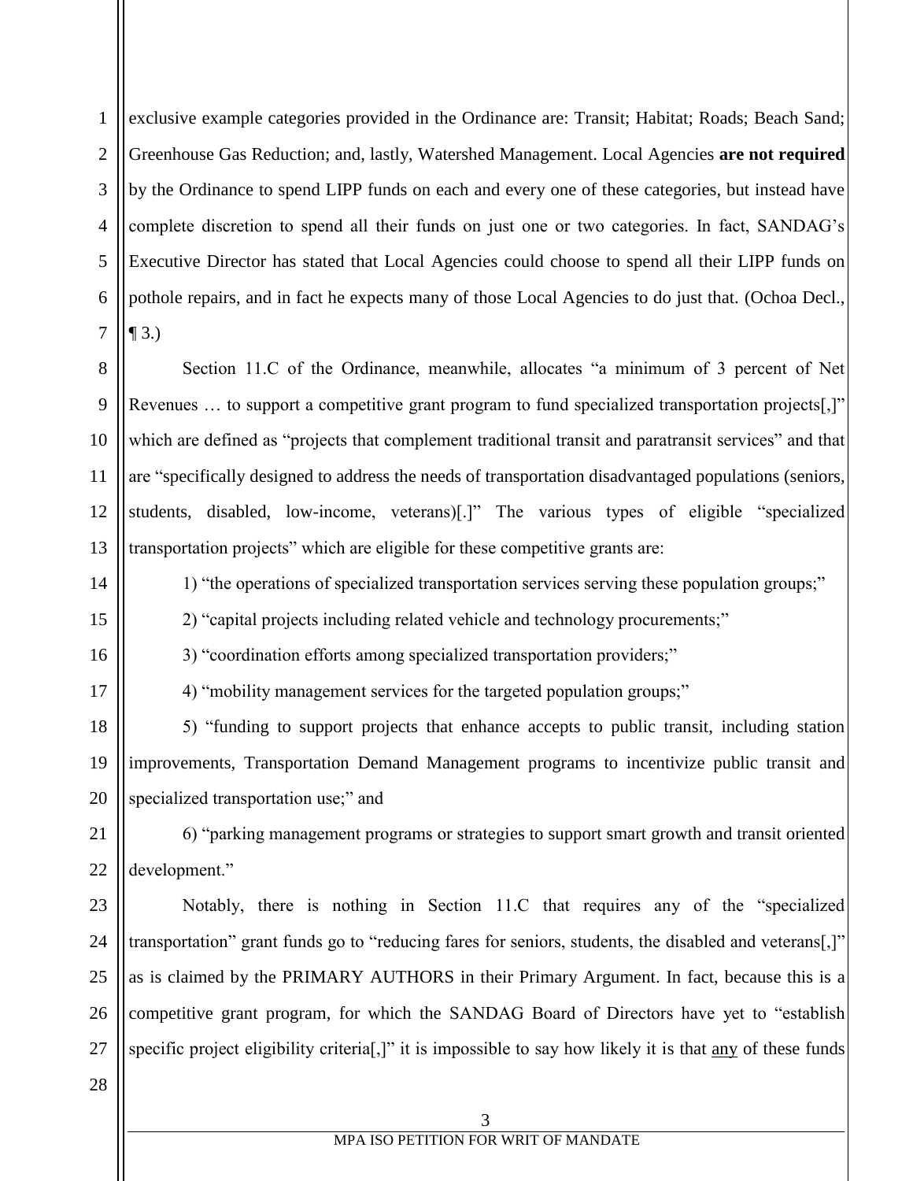exclusive example categories provided in the Ordinance are: Transit; Habitat; Roads; Beach Sand; Greenhouse Gas Reduction; and, lastly, Watershed Management. Local Agencies **are not required** by the Ordinance to spend LIPP funds on each and every one of these categories, but instead have complete discretion to spend all their funds on just one or two categories. In fact, SANDAG's Executive Director has stated that Local Agencies could choose to spend all their LIPP funds on pothole repairs, and in fact he expects many of those Local Agencies to do just that. (Ochoa Decl., ¶ 3.)

Section 11.C of the Ordinance, meanwhile, allocates "a minimum of 3 percent of Net Revenues … to support a competitive grant program to fund specialized transportation projects[,]" which are defined as "projects that complement traditional transit and paratransit services" and that are "specifically designed to address the needs of transportation disadvantaged populations (seniors, students, disabled, low-income, veterans)[.]" The various types of eligible "specialized transportation projects" which are eligible for these competitive grants are:

1) "the operations of specialized transportation services serving these population groups;"

2) "capital projects including related vehicle and technology procurements;"

3) "coordination efforts among specialized transportation providers;"

4) "mobility management services for the targeted population groups;"

5) "funding to support projects that enhance accepts to public transit, including station improvements, Transportation Demand Management programs to incentivize public transit and specialized transportation use;" and

6) "parking management programs or strategies to support smart growth and transit oriented development."

Notably, there is nothing in Section 11.C that requires any of the "specialized transportation" grant funds go to "reducing fares for seniors, students, the disabled and veterans[,]" as is claimed by the PRIMARY AUTHORS in their Primary Argument. In fact, because this is a competitive grant program, for which the SANDAG Board of Directors have yet to "establish specific project eligibility criteria[,]" it is impossible to say how likely it is that <u>any</u> of these funds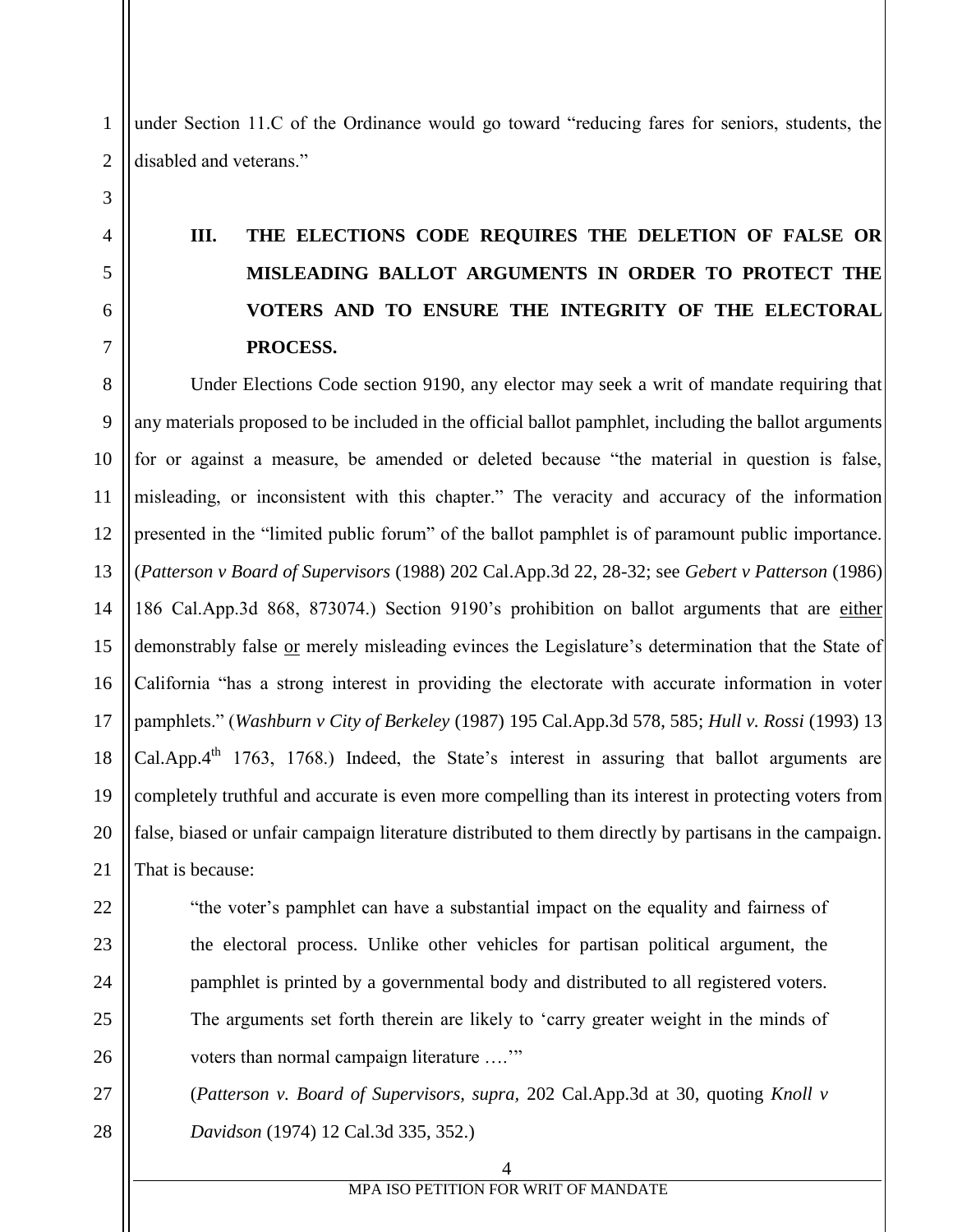under Section 11.C of the Ordinance would go toward "reducing fares for seniors, students, the disabled and veterans."

## III. THE ELECTIONS CODE REQUIRES THE DELETION OF FALSE OR MISLEADING BALLOT ARGUMENTS IN ORDER TO PROTECT THE VOTERS AND TO ENSURE THE INTEGRITY OF THE ELECTORAL PROCESS.

Under Elections Code section 9190, any elector may seek a writ of mandate requiring that any materials proposed to be included in the official ballot pamphlet, including the ballot arguments for or against a measure, be amended or deleted because "the material in question is false, misleading, or inconsistent with this chapter." The veracity and accuracy of the information presented in the "limited public forum" of the ballot pamphlet is of paramount public importance. (*Patterson v Board of Supervisors* (1988) 202 Cal.App.3d 22, 28-32; see *Gebert v Patterson* (1986) 186 Cal.App.3d 868, 873074.) Section 9190's prohibition on ballot arguments that are <u>either</u> demonstrably false <u>or</u> merely misleading evinces the Legislature's determination that the State of California "has a strong interest in providing the electorate with accurate information in voter pamphlets." (*Washburn v City of Berkeley* (1987) 195 Cal.App.3d 578, 585; *Hull v. Rossi* (1993) 13 Cal.App.4th 1763, 1768.) Indeed, the State's interest in assuring that ballot arguments are completely truthful and accurate is even more compelling than its interest in protecting voters from false, biased or unfair campaign literature distributed to them directly by partisans in the campaign. That is because:

> "the voter's pamphlet can have a substantial impact on the equality and fairness of the electoral process. Unlike other vehicles for partisan political argument, the pamphlet is printed by a governmental body and distributed to all registered voters. The arguments set forth therein are likely to 'carry greater weight in the minds of voters than normal campaign literature ….'"
>
> (*Patterson v. Board of Supervisors, supra*, 202 Cal.App.3d at 30, quoting *Knoll v Davidson* (1974) 12 Cal.3d 335, 352.)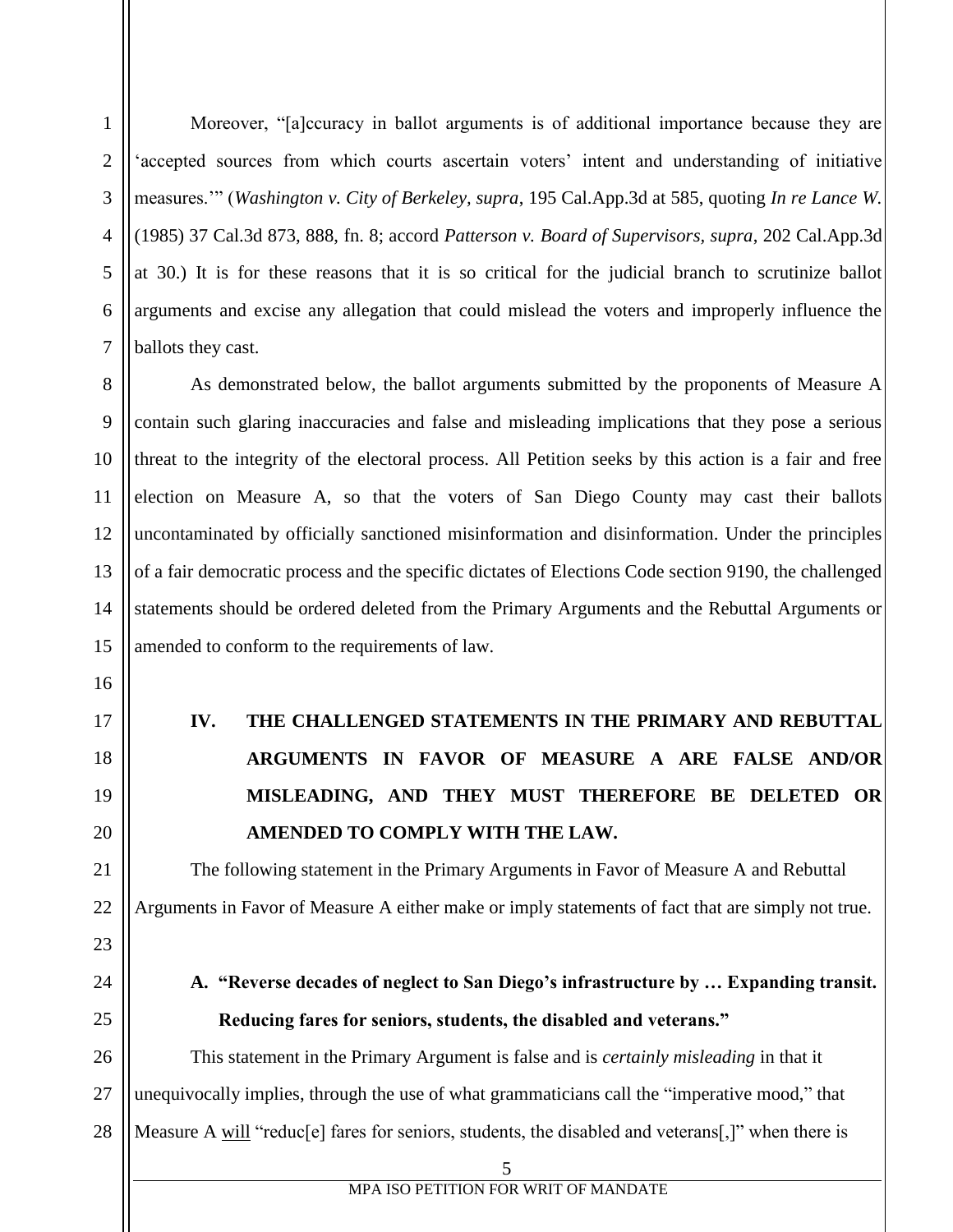Moreover, "[a]ccuracy in ballot arguments is of additional importance because they are 'accepted sources from which courts ascertain voters' intent and understanding of initiative measures.'" (*Washington v. City of Berkeley, supra*, 195 Cal.App.3d at 585, quoting *In re Lance W.* (1985) 37 Cal.3d 873, 888, fn. 8; accord *Patterson v. Board of Supervisors, supra*, 202 Cal.App.3d at 30.) It is for these reasons that it is so critical for the judicial branch to scrutinize ballot arguments and excise any allegation that could mislead the voters and improperly influence the ballots they cast.

As demonstrated below, the ballot arguments submitted by the proponents of Measure A contain such glaring inaccuracies and false and misleading implications that they pose a serious threat to the integrity of the electoral process. All Petition seeks by this action is a fair and free election on Measure A, so that the voters of San Diego County may cast their ballots uncontaminated by officially sanctioned misinformation and disinformation. Under the principles of a fair democratic process and the specific dictates of Elections Code section 9190, the challenged statements should be ordered deleted from the Primary Arguments and the Rebuttal Arguments or amended to conform to the requirements of law.

## IV. THE CHALLENGED STATEMENTS IN THE PRIMARY AND REBUTTAL ARGUMENTS IN FAVOR OF MEASURE A ARE FALSE AND/OR MISLEADING, AND THEY MUST THEREFORE BE DELETED OR AMENDED TO COMPLY WITH THE LAW.

The following statement in the Primary Arguments in Favor of Measure A and Rebuttal Arguments in Favor of Measure A either make or imply statements of fact that are simply not true.

### A. "Reverse decades of neglect to San Diego's infrastructure by … Expanding transit. Reducing fares for seniors, students, the disabled and veterans."

This statement in the Primary Argument is false and is *certainly misleading* in that it unequivocally implies, through the use of what grammaticians call the "imperative mood," that Measure A <u>will</u> "reduc[e] fares for seniors, students, the disabled and veterans[,]" when there is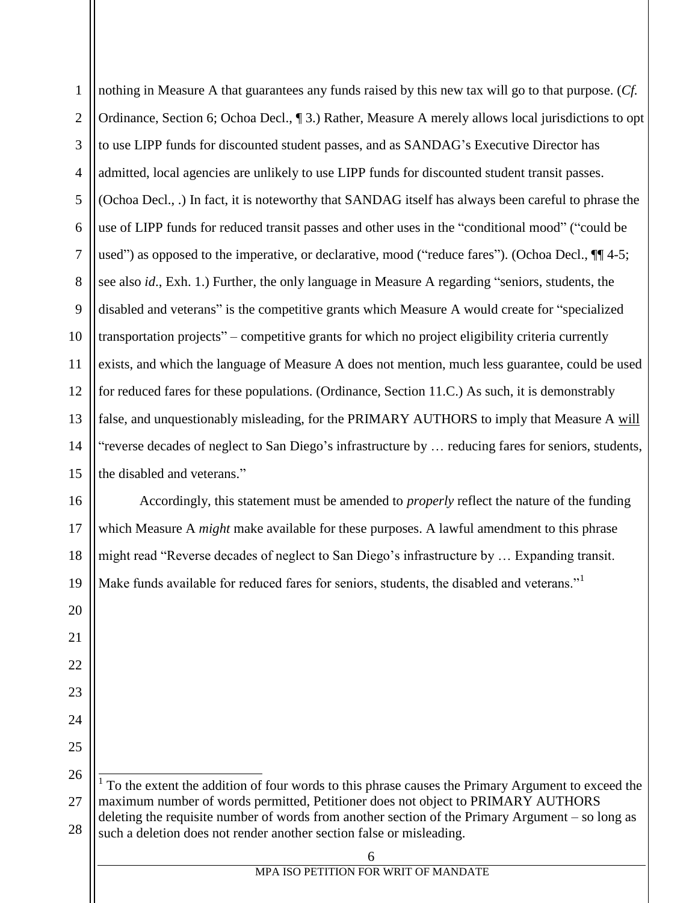nothing in Measure A that guarantees any funds raised by this new tax will go to that purpose. (*Cf.* Ordinance, Section 6; Ochoa Decl., ¶ 3.) Rather, Measure A merely allows local jurisdictions to opt to use LIPP funds for discounted student passes, and as SANDAG's Executive Director has admitted, local agencies are unlikely to use LIPP funds for discounted student transit passes. (Ochoa Decl., .) In fact, it is noteworthy that SANDAG itself has always been careful to phrase the use of LIPP funds for reduced transit passes and other uses in the "conditional mood" ("could be used") as opposed to the imperative, or declarative, mood ("reduce fares"). (Ochoa Decl., ¶¶ 4-5; see also *id*., Exh. 1.) Further, the only language in Measure A regarding "seniors, students, the disabled and veterans" is the competitive grants which Measure A would create for "specialized transportation projects" – competitive grants for which no project eligibility criteria currently exists, and which the language of Measure A does not mention, much less guarantee, could be used for reduced fares for these populations. (Ordinance, Section 11.C.) As such, it is demonstrably false, and unquestionably misleading, for the PRIMARY AUTHORS to imply that Measure A <u>will</u> "reverse decades of neglect to San Diego's infrastructure by … reducing fares for seniors, students, the disabled and veterans."

Accordingly, this statement must be amended to *properly* reflect the nature of the funding which Measure A *might* make available for these purposes. A lawful amendment to this phrase might read "Reverse decades of neglect to San Diego's infrastructure by … Expanding transit. Make funds available for reduced fares for seniors, students, the disabled and veterans."[1]

---

[1] To the extent the addition of four words to this phrase causes the Primary Argument to exceed the maximum number of words permitted, Petitioner does not object to PRIMARY AUTHORS deleting the requisite number of words from another section of the Primary Argument – so long as such a deletion does not render another section false or misleading.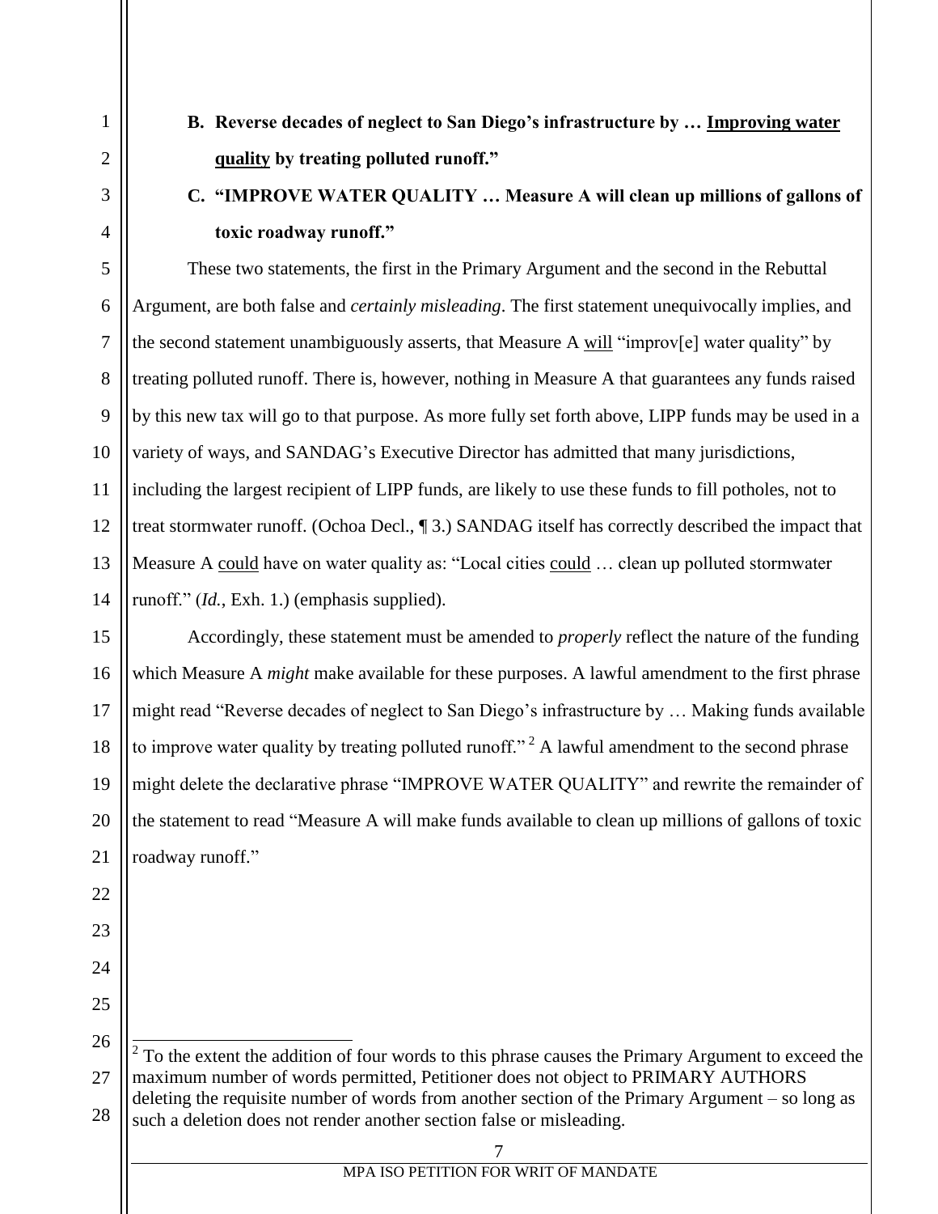**B. Reverse decades of neglect to San Diego's infrastructure by … Improving water quality by treating polluted runoff."**

**C. "IMPROVE WATER QUALITY … Measure A will clean up millions of gallons of toxic roadway runoff."**

These two statements, the first in the Primary Argument and the second in the Rebuttal Argument, are both false and *certainly misleading*. The first statement unequivocally implies, and the second statement unambiguously asserts, that Measure A will "improv[e] water quality" by treating polluted runoff. There is, however, nothing in Measure A that guarantees any funds raised by this new tax will go to that purpose. As more fully set forth above, LIPP funds may be used in a variety of ways, and SANDAG's Executive Director has admitted that many jurisdictions, including the largest recipient of LIPP funds, are likely to use these funds to fill potholes, not to treat stormwater runoff. (Ochoa Decl., ¶ 3.) SANDAG itself has correctly described the impact that Measure A could have on water quality as: "Local cities could … clean up polluted stormwater runoff." (*Id.*, Exh. 1.) (emphasis supplied).

Accordingly, these statement must be amended to *properly* reflect the nature of the funding which Measure A *might* make available for these purposes. A lawful amendment to the first phrase might read "Reverse decades of neglect to San Diego's infrastructure by … Making funds available to improve water quality by treating polluted runoff." [2] A lawful amendment to the second phrase might delete the declarative phrase "IMPROVE WATER QUALITY" and rewrite the remainder of the statement to read "Measure A will make funds available to clean up millions of gallons of toxic roadway runoff."

---

[2] To the extent the addition of four words to this phrase causes the Primary Argument to exceed the maximum number of words permitted, Petitioner does not object to PRIMARY AUTHORS deleting the requisite number of words from another section of the Primary Argument – so long as such a deletion does not render another section false or misleading.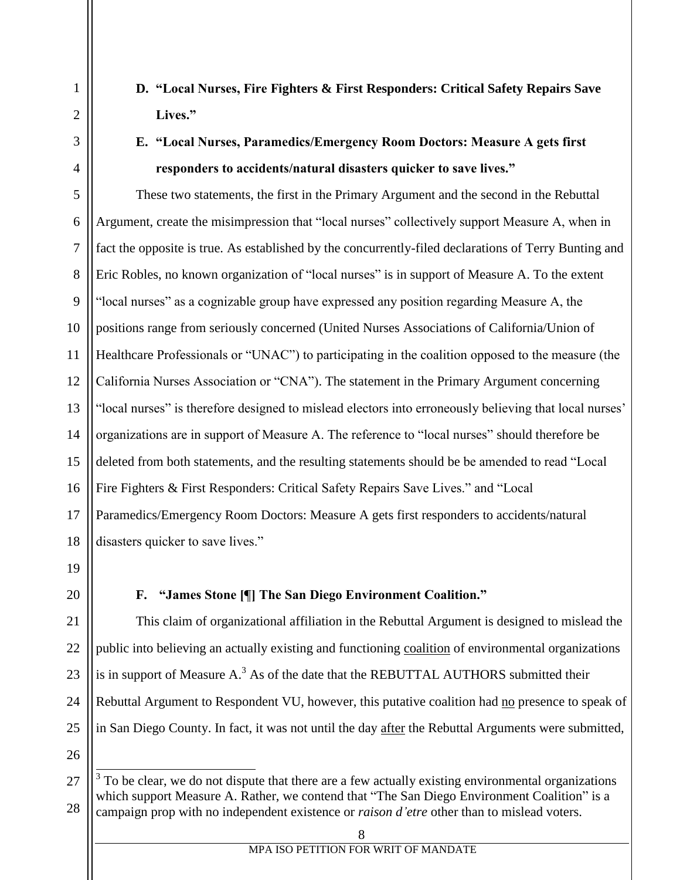**D. "Local Nurses, Fire Fighters & First Responders: Critical Safety Repairs Save Lives."**

**E. "Local Nurses, Paramedics/Emergency Room Doctors: Measure A gets first responders to accidents/natural disasters quicker to save lives."**

These two statements, the first in the Primary Argument and the second in the Rebuttal Argument, create the misimpression that "local nurses" collectively support Measure A, when in fact the opposite is true. As established by the concurrently-filed declarations of Terry Bunting and Eric Robles, no known organization of "local nurses" is in support of Measure A. To the extent "local nurses" as a cognizable group have expressed any position regarding Measure A, the positions range from seriously concerned (United Nurses Associations of California/Union of Healthcare Professionals or "UNAC") to participating in the coalition opposed to the measure (the California Nurses Association or "CNA"). The statement in the Primary Argument concerning "local nurses" is therefore designed to mislead electors into erroneously believing that local nurses' organizations are in support of Measure A. The reference to "local nurses" should therefore be deleted from both statements, and the resulting statements should be be amended to read "Local Fire Fighters & First Responders: Critical Safety Repairs Save Lives." and "Local Paramedics/Emergency Room Doctors: Measure A gets first responders to accidents/natural disasters quicker to save lives."

**F. "James Stone [¶] The San Diego Environment Coalition."**

This claim of organizational affiliation in the Rebuttal Argument is designed to mislead the public into believing an actually existing and functioning <u>coalition</u> of environmental organizations is in support of Measure A.[3] As of the date that the REBUTTAL AUTHORS submitted their Rebuttal Argument to Respondent VU, however, this putative coalition had <u>no</u> presence to speak of in San Diego County. In fact, it was not until the day <u>after</u> the Rebuttal Arguments were submitted,

---

[3] To be clear, we do not dispute that there are a few actually existing environmental organizations which support Measure A. Rather, we contend that "The San Diego Environment Coalition" is a campaign prop with no independent existence or *raison d'etre* other than to mislead voters.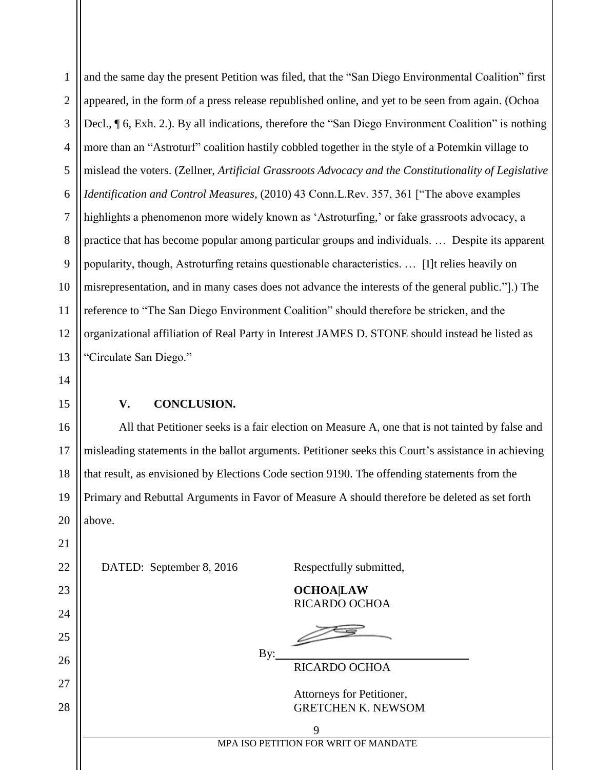and the same day the present Petition was filed, that the "San Diego Environmental Coalition" first appeared, in the form of a press release republished online, and yet to be seen from again. (Ochoa Decl., ¶ 6, Exh. 2.). By all indications, therefore the "San Diego Environment Coalition" is nothing more than an "Astroturf" coalition hastily cobbled together in the style of a Potemkin village to mislead the voters. (Zellner, *Artificial Grassroots Advocacy and the Constitutionality of Legislative Identification and Control Measures*, (2010) 43 Conn.L.Rev. 357, 361 ["The above examples highlights a phenomenon more widely known as 'Astroturfing,' or fake grassroots advocacy, a practice that has become popular among particular groups and individuals. … Despite its apparent popularity, though, Astroturfing retains questionable characteristics. … [I]t relies heavily on misrepresentation, and in many cases does not advance the interests of the general public."].) The reference to "The San Diego Environment Coalition" should therefore be stricken, and the organizational affiliation of Real Party in Interest JAMES D. STONE should instead be listed as "Circulate San Diego."

## V. CONCLUSION.

All that Petitioner seeks is a fair election on Measure A, one that is not tainted by false and misleading statements in the ballot arguments. Petitioner seeks this Court's assistance in achieving that result, as envisioned by Elections Code section 9190. The offending statements from the Primary and Rebuttal Arguments in Favor of Measure A should therefore be deleted as set forth above.

DATED: September 8, 2016

Respectfully submitted,

**OCHOA|LAW**
RICARDO OCHOA

By: ______________________
RICARDO OCHOA

Attorneys for Petitioner,
GRETCHEN K. NEWSOM

MPA ISO PETITION FOR WRIT OF MANDATE